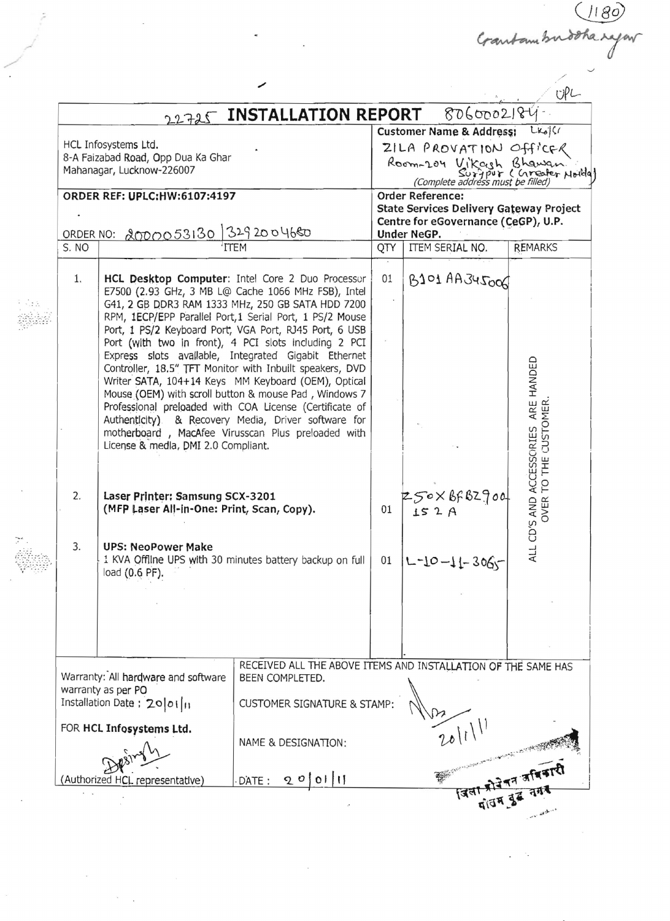(1180)
Gautambuddha nagar

UPL

# 22725 INSTALLATION REPORT 8060002184

| | |
|---|---|
| HCL Infosystems Ltd.<br>8-A Faizabad Road, Opp Dua Ka Ghar<br>Mahanagar, Lucknow-226007 | **Customer Name & Address:** LKo/Cl<br>ZILA PROVATION OFFICER<br>Room-204 Vikash Bhawan<br>Surypur (Greater Noida)<br>*(Complete address must be filled)* |
| **ORDER REF: UPLC:HW:6107:4197**<br><br>ORDER NO: 2000053130 \| 3292004680 | **Order Reference:**<br>**State Services Delivery Gateway Project**<br>**Centre for eGovernance (CeGP), U.P.**<br>**Under NeGP.** |

| S. NO | ITEM | QTY | ITEM SERIAL NO. | REMARKS |
|---|---|---|---|---|
| 1. | **HCL Desktop Computer**: Intel Core 2 Duo Processor E7500 (2.93 GHz, 3 MB L@ Cache 1066 MHz FSB), Intel G41, 2 GB DDR3 RAM 1333 MHz, 250 GB SATA HDD 7200 RPM, 1ECP/EPP Parallel Port, 1 Serial Port, 1 PS/2 Mouse Port, 1 PS/2 Keyboard Port, VGA Port, RJ45 Port, 6 USB Port (with two in front), 4 PCI slots including 2 PCI Express slots available, Integrated Gigabit Ethernet Controller, 18.5" TFT Monitor with Inbuilt speakers, DVD Writer SATA, 104+14 Keys MM Keyboard (OEM), Optical Mouse (OEM) with scroll button & mouse Pad , Windows 7 Professional preloaded with COA License (Certificate of Authenticity) & Recovery Media, Driver software for motherboard , MacAfee Virusscan Plus preloaded with License & media, DMI 2.0 Compliant. | 01 | B101AA345006 | ALL CD'S AND ACCESSORIES ARE HANDED OVER TO THE CUSTOMER. |
| 2. | **Laser Printer: Samsung SCX-3201 (MFP Laser All-in-One: Print, Scan, Copy).** | 01 | Z50XBFBZ900152A | |
| 3. | **UPS: NeoPower Make**<br>1 KVA Offline UPS with 30 minutes battery backup on full load (0.6 PF). | 01 | L-10-11-3065 | |

| | |
|---|---|
| Warranty: All hardware and software warranty as per PO<br>Installation Date : 20/01/11 | RECEIVED ALL THE ABOVE ITEMS AND INSTALLATION OF THE SAME HAS BEEN COMPLETED.<br><br>CUSTOMER SIGNATURE & STAMP: [signature] 20/1/11 |
| FOR **HCL Infosystems Ltd.**<br><br>[signature]<br>(Authorized HCL representative) | NAME & DESIGNATION:<br><br>DATE : 20/01/11<br><br>जिला प्रोबेशन अधिकारी<br>गौतम बुद्ध नगर |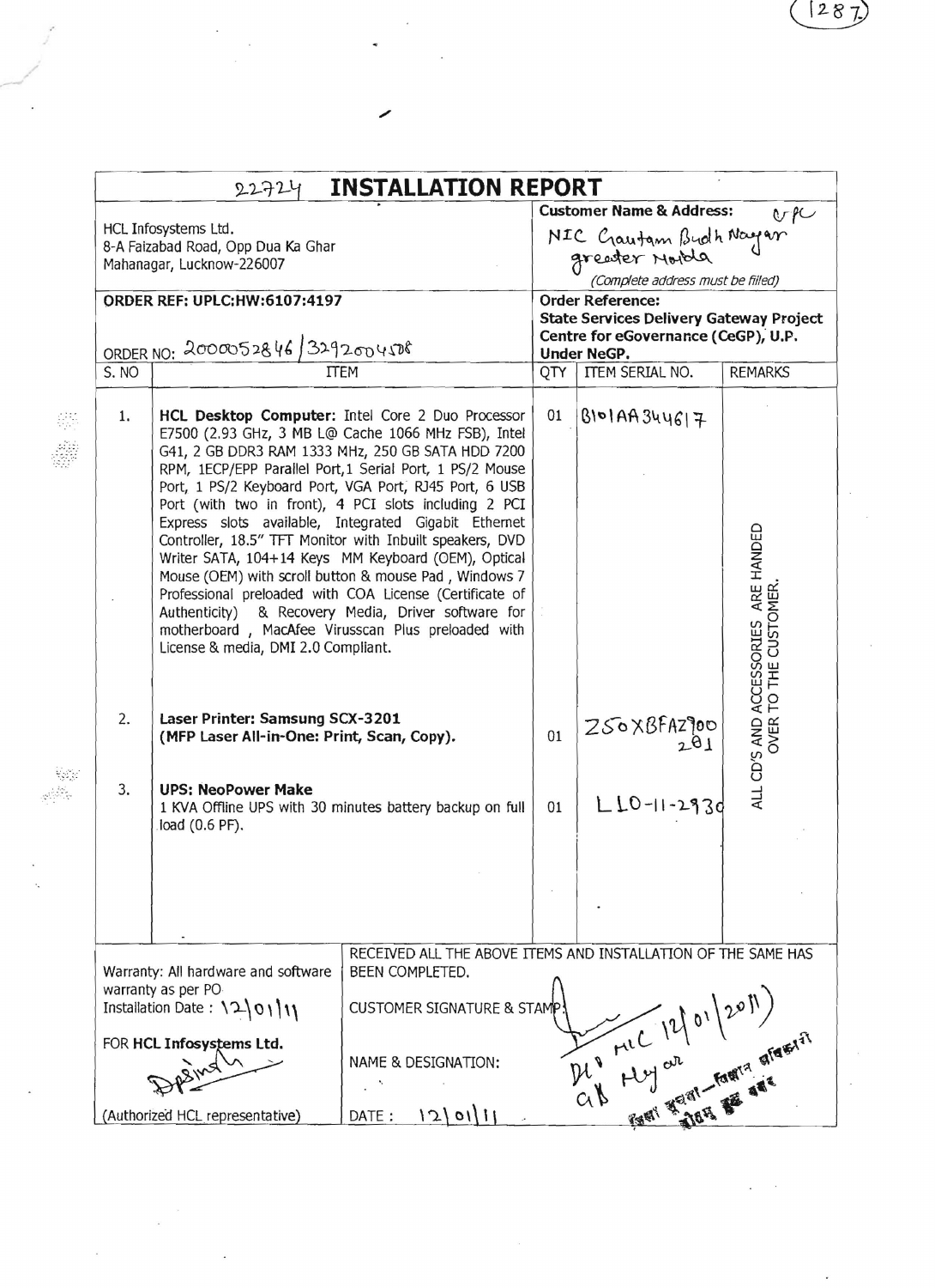(1287)

# 22724 INSTALLATION REPORT

| | |
|---|---|
| HCL Infosystems Ltd.<br>8-A Faizabad Road, Opp Dua Ka Ghar<br>Mahanagar, Lucknow-226007 | **Customer Name & Address:** UPC<br>NIC Gautam Budh Nagar greater Noida<br>*(Complete address must be filled)* |
| **ORDER REF: UPLC:HW:6107:4197**<br><br>ORDER NO: 2000052846 / 3292004508 | **Order Reference:**<br>**State Services Delivery Gateway Project Centre for eGovernance (CeGP), U.P. Under NeGP.** |

| S. NO | ITEM | QTY | ITEM SERIAL NO. | REMARKS |
|---|---|---|---|---|
| 1. | **HCL Desktop Computer:** Intel Core 2 Duo Processor E7500 (2.93 GHz, 3 MB L@ Cache 1066 MHz FSB), Intel G41, 2 GB DDR3 RAM 1333 MHz, 250 GB SATA HDD 7200 RPM, 1ECP/EPP Parallel Port,1 Serial Port, 1 PS/2 Mouse Port, 1 PS/2 Keyboard Port, VGA Port, RJ45 Port, 6 USB Port (with two in front), 4 PCI slots including 2 PCI Express slots available, Integrated Gigabit Ethernet Controller, 18.5" TFT Monitor with Inbuilt speakers, DVD Writer SATA, 104+14 Keys MM Keyboard (OEM), Optical Mouse (OEM) with scroll button & mouse Pad , Windows 7 Professional preloaded with COA License (Certificate of Authenticity) & Recovery Media, Driver software for motherboard , MacAfee Virusscan Plus preloaded with License & media, DMI 2.0 Compliant. | 01 | B101AA344617 | ALL CD'S AND ACCESSORIES ARE HANDED OVER TO THE CUSTOMER. |
| 2. | **Laser Printer: Samsung SCX-3201 (MFP Laser All-in-One: Print, Scan, Copy).** | 01 | Z50XBFAZ900 281 | |
| 3. | **UPS: NeoPower Make**<br>1 KVA Offline UPS with 30 minutes battery backup on full load (0.6 PF). | 01 | LLO-11-2930 | |

| | |
|---|---|
| Warranty: All hardware and software warranty as per PO<br>Installation Date : 12/01/11<br><br>FOR **HCL Infosystems Ltd.**<br>(signature)<br><br>(Authorized HCL representative) | RECEIVED ALL THE ABOVE ITEMS AND INSTALLATION OF THE SAME HAS BEEN COMPLETED.<br><br>CUSTOMER SIGNATURE & STAMP: (signature) NIC 12/01/2011<br><br>NAME & DESIGNATION: DIO NIC GB Nagar<br>जिला सूचना-विज्ञान अधिकारी<br>गौतम बुद्ध नगर<br><br>DATE : 12/01/11 |